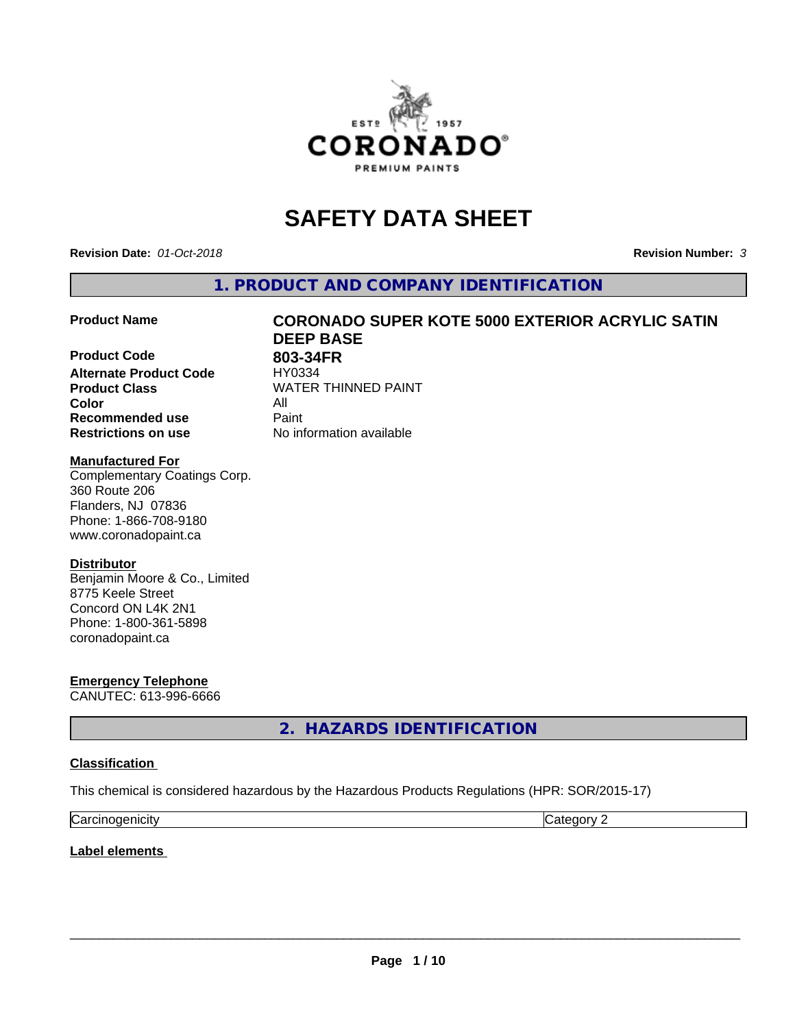# SAFETY DATA SHEET

**Revision Date:** *01-Oct-2018* **Revision Number:** *3*

## 1. PRODUCT AND COMPANY IDENTIFICATION

| | |
|---|---|
| **Product Name** | **CORONADO SUPER KOTE 5000 EXTERIOR ACRYLIC SATIN DEEP BASE** |
| **Product Code** | **803-34FR** |
| **Alternate Product Code** | HY0334 |
| **Product Class** | WATER THINNED PAINT |
| **Color** | All |
| **Recommended use** | Paint |
| **Restrictions on use** | No information available |

**Manufactured For**
Complementary Coatings Corp.
360 Route 206
Flanders, NJ 07836
Phone: 1-866-708-9180
www.coronadopaint.ca

**Distributor**
Benjamin Moore & Co., Limited
8775 Keele Street
Concord ON L4K 2N1
Phone: 1-800-361-5898
coronadopaint.ca

**Emergency Telephone**
CANUTEC: 613-996-6666

## 2. HAZARDS IDENTIFICATION

**Classification**

This chemical is considered hazardous by the Hazardous Products Regulations (HPR: SOR/2015-17)

| | |
|---|---|
| Carcinogenicity | Category 2 |

**Label elements**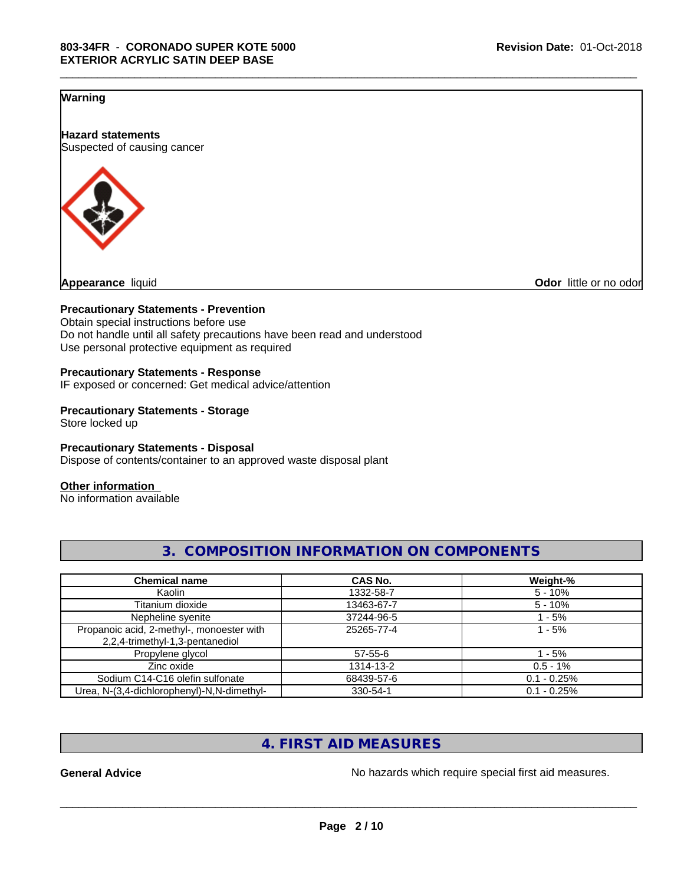**Warning**

**Hazard statements**
Suspected of causing cancer

**Appearance** liquid **Odor** little or no odor

**Precautionary Statements - Prevention**
Obtain special instructions before use
Do not handle until all safety precautions have been read and understood
Use personal protective equipment as required

**Precautionary Statements - Response**
IF exposed or concerned: Get medical advice/attention

**Precautionary Statements - Storage**
Store locked up

**Precautionary Statements - Disposal**
Dispose of contents/container to an approved waste disposal plant

**Other information**
No information available

## 3. COMPOSITION INFORMATION ON COMPONENTS

| Chemical name | CAS No. | Weight-% |
|---|---|---|
| Kaolin | 1332-58-7 | 5 - 10% |
| Titanium dioxide | 13463-67-7 | 5 - 10% |
| Nepheline syenite | 37244-96-5 | 1 - 5% |
| Propanoic acid, 2-methyl-, monoester with 2,2,4-trimethyl-1,3-pentanediol | 25265-77-4 | 1 - 5% |
| Propylene glycol | 57-55-6 | 1 - 5% |
| Zinc oxide | 1314-13-2 | 0.5 - 1% |
| Sodium C14-C16 olefin sulfonate | 68439-57-6 | 0.1 - 0.25% |
| Urea, N-(3,4-dichlorophenyl)-N,N-dimethyl- | 330-54-1 | 0.1 - 0.25% |

## 4. FIRST AID MEASURES

**General Advice** No hazards which require special first aid measures.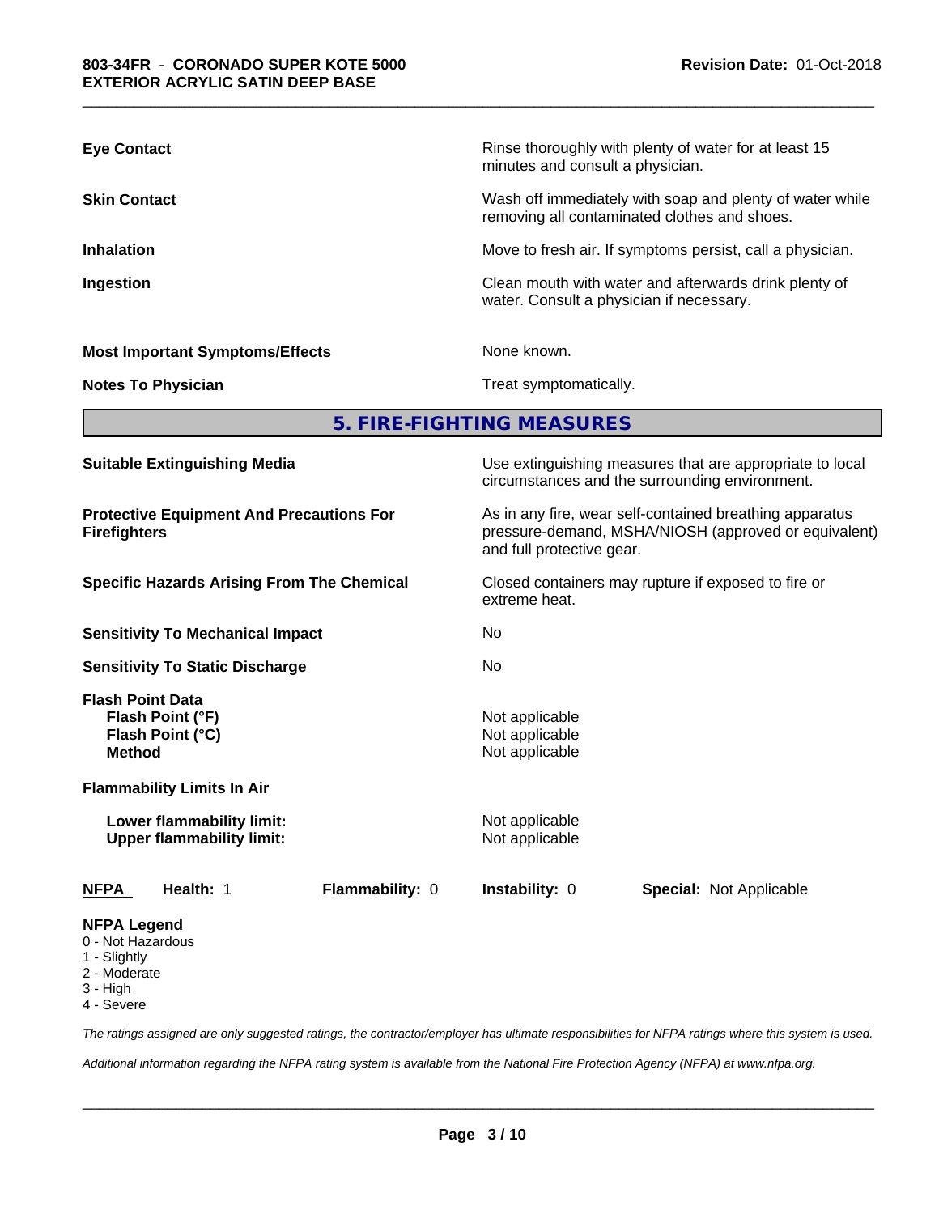**Eye Contact** — Rinse thoroughly with plenty of water for at least 15 minutes and consult a physician.

**Skin Contact** — Wash off immediately with soap and plenty of water while removing all contaminated clothes and shoes.

**Inhalation** — Move to fresh air. If symptoms persist, call a physician.

**Ingestion** — Clean mouth with water and afterwards drink plenty of water. Consult a physician if necessary.

**Most Important Symptoms/Effects** — None known.

**Notes To Physician** — Treat symptomatically.

## 5. FIRE-FIGHTING MEASURES

**Suitable Extinguishing Media** — Use extinguishing measures that are appropriate to local circumstances and the surrounding environment.

**Protective Equipment And Precautions For Firefighters** — As in any fire, wear self-contained breathing apparatus pressure-demand, MSHA/NIOSH (approved or equivalent) and full protective gear.

**Specific Hazards Arising From The Chemical** — Closed containers may rupture if exposed to fire or extreme heat.

**Sensitivity To Mechanical Impact** — No

**Sensitivity To Static Discharge** — No

**Flash Point Data**

- **Flash Point (°F)** — Not applicable
- **Flash Point (°C)** — Not applicable
- **Method** — Not applicable

**Flammability Limits In Air**

- **Lower flammability limit:** — Not applicable
- **Upper flammability limit:** — Not applicable

| NFPA | Health: 1 | Flammability: 0 | Instability: 0 | Special: Not Applicable |
|---|---|---|---|---|

**NFPA Legend**

- 0 - Not Hazardous
- 1 - Slightly
- 2 - Moderate
- 3 - High
- 4 - Severe

*The ratings assigned are only suggested ratings, the contractor/employer has ultimate responsibilities for NFPA ratings where this system is used.*

*Additional information regarding the NFPA rating system is available from the National Fire Protection Agency (NFPA) at www.nfpa.org.*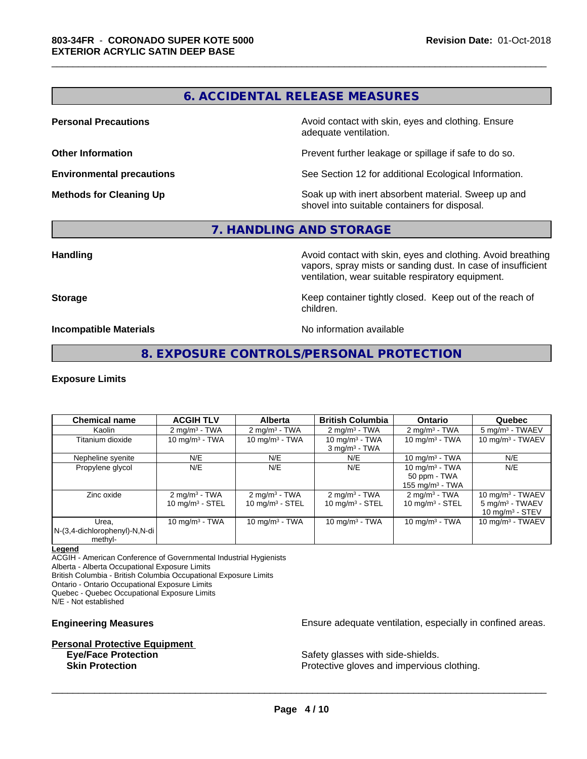## 6. ACCIDENTAL RELEASE MEASURES

**Personal Precautions** Avoid contact with skin, eyes and clothing. Ensure adequate ventilation.

**Other Information** Prevent further leakage or spillage if safe to do so.

**Environmental precautions** See Section 12 for additional Ecological Information.

**Methods for Cleaning Up** Soak up with inert absorbent material. Sweep up and shovel into suitable containers for disposal.

## 7. HANDLING AND STORAGE

**Handling** Avoid contact with skin, eyes and clothing. Avoid breathing vapors, spray mists or sanding dust. In case of insufficient ventilation, wear suitable respiratory equipment.

**Storage** Keep container tightly closed. Keep out of the reach of children.

**Incompatible Materials** No information available

## 8. EXPOSURE CONTROLS/PERSONAL PROTECTION

**Exposure Limits**

| Chemical name | ACGIH TLV | Alberta | British Columbia | Ontario | Quebec |
|---|---|---|---|---|---|
| Kaolin | 2 mg/m³ - TWA | 2 mg/m³ - TWA | 2 mg/m³ - TWA | 2 mg/m³ - TWA | 5 mg/m³ - TWAEV |
| Titanium dioxide | 10 mg/m³ - TWA | 10 mg/m³ - TWA | 10 mg/m³ - TWA<br>3 mg/m³ - TWA | 10 mg/m³ - TWA | 10 mg/m³ - TWAEV |
| Nepheline syenite | N/E | N/E | N/E | 10 mg/m³ - TWA | N/E |
| Propylene glycol | N/E | N/E | N/E | 10 mg/m³ - TWA<br>50 ppm - TWA<br>155 mg/m³ - TWA | N/E |
| Zinc oxide | 2 mg/m³ - TWA<br>10 mg/m³ - STEL | 2 mg/m³ - TWA<br>10 mg/m³ - STEL | 2 mg/m³ - TWA<br>10 mg/m³ - STEL | 2 mg/m³ - TWA<br>10 mg/m³ - STEL | 10 mg/m³ - TWAEV<br>5 mg/m³ - TWAEV<br>10 mg/m³ - STEV |
| Urea, N-(3,4-dichlorophenyl)-N,N-dimethyl- | 10 mg/m³ - TWA | 10 mg/m³ - TWA | 10 mg/m³ - TWA | 10 mg/m³ - TWA | 10 mg/m³ - TWAEV |

**Legend**
ACGIH - American Conference of Governmental Industrial Hygienists
Alberta - Alberta Occupational Exposure Limits
British Columbia - British Columbia Occupational Exposure Limits
Ontario - Ontario Occupational Exposure Limits
Quebec - Quebec Occupational Exposure Limits
N/E - Not established

**Engineering Measures** Ensure adequate ventilation, especially in confined areas.

**Personal Protective Equipment**

**Eye/Face Protection** Safety glasses with side-shields.

**Skin Protection** Protective gloves and impervious clothing.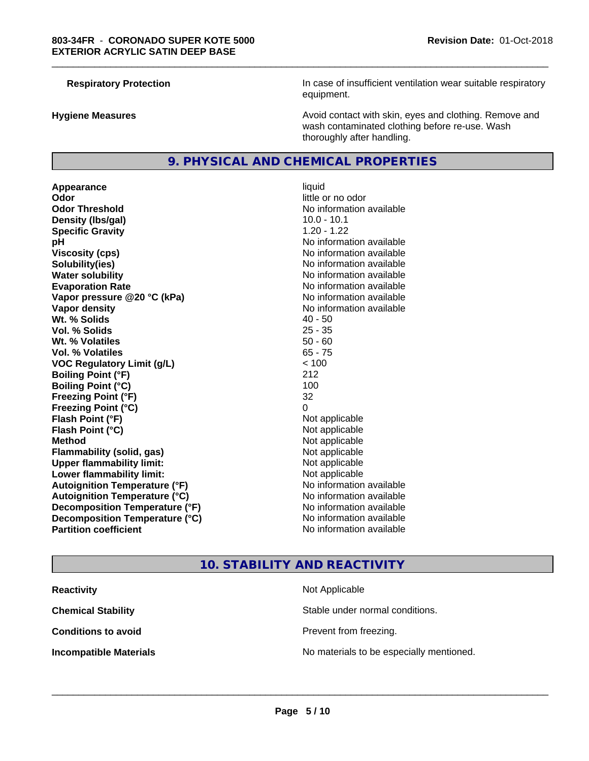| | |
|---|---|
| **Respiratory Protection** | In case of insufficient ventilation wear suitable respiratory equipment. |
| **Hygiene Measures** | Avoid contact with skin, eyes and clothing. Remove and wash contaminated clothing before re-use. Wash thoroughly after handling. |

## 9. PHYSICAL AND CHEMICAL PROPERTIES

| | |
|---|---|
| **Appearance** | liquid |
| **Odor** | little or no odor |
| **Odor Threshold** | No information available |
| **Density (lbs/gal)** | 10.0 - 10.1 |
| **Specific Gravity** | 1.20 - 1.22 |
| **pH** | No information available |
| **Viscosity (cps)** | No information available |
| **Solubility(ies)** | No information available |
| **Water solubility** | No information available |
| **Evaporation Rate** | No information available |
| **Vapor pressure @20 °C (kPa)** | No information available |
| **Vapor density** | No information available |
| **Wt. % Solids** | 40 - 50 |
| **Vol. % Solids** | 25 - 35 |
| **Wt. % Volatiles** | 50 - 60 |
| **Vol. % Volatiles** | 65 - 75 |
| **VOC Regulatory Limit (g/L)** | < 100 |
| **Boiling Point (°F)** | 212 |
| **Boiling Point (°C)** | 100 |
| **Freezing Point (°F)** | 32 |
| **Freezing Point (°C)** | 0 |
| **Flash Point (°F)** | Not applicable |
| **Flash Point (°C)** | Not applicable |
| **Method** | Not applicable |
| **Flammability (solid, gas)** | Not applicable |
| **Upper flammability limit:** | Not applicable |
| **Lower flammability limit:** | Not applicable |
| **Autoignition Temperature (°F)** | No information available |
| **Autoignition Temperature (°C)** | No information available |
| **Decomposition Temperature (°F)** | No information available |
| **Decomposition Temperature (°C)** | No information available |
| **Partition coefficient** | No information available |

## 10. STABILITY AND REACTIVITY

| | |
|---|---|
| **Reactivity** | Not Applicable |
| **Chemical Stability** | Stable under normal conditions. |
| **Conditions to avoid** | Prevent from freezing. |
| **Incompatible Materials** | No materials to be especially mentioned. |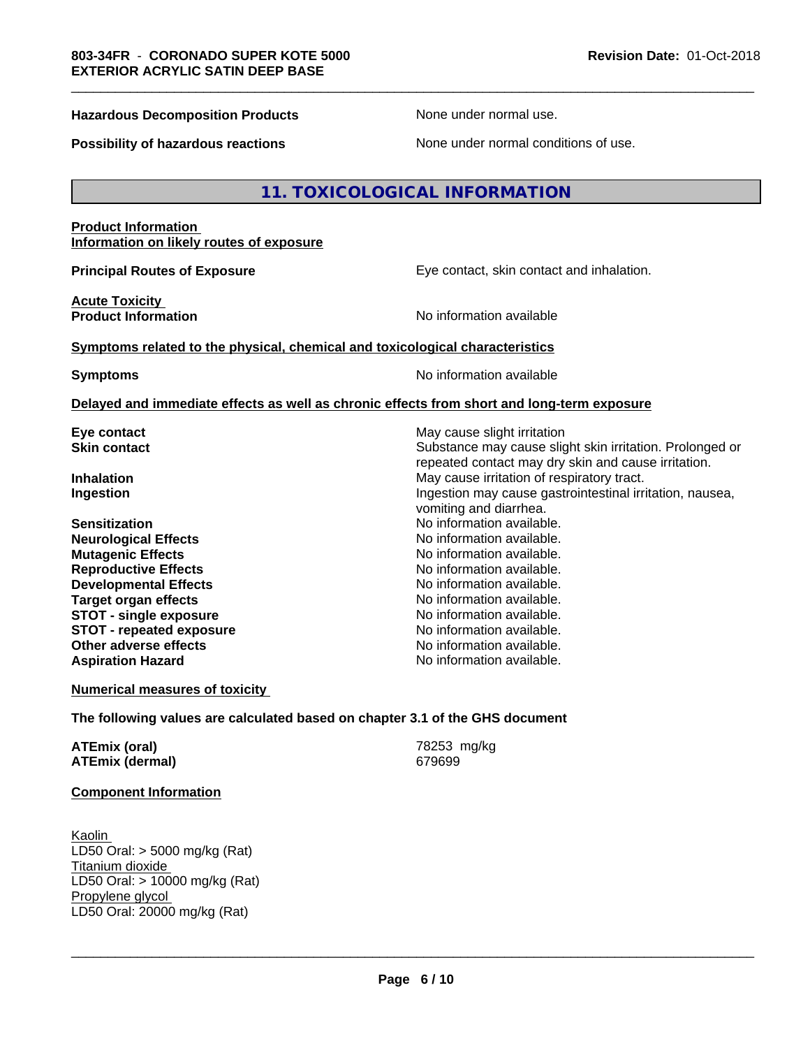**Hazardous Decomposition Products** None under normal use.

**Possibility of hazardous reactions** None under normal conditions of use.

## 11. TOXICOLOGICAL INFORMATION

**Product Information**
**Information on likely routes of exposure**

**Principal Routes of Exposure** Eye contact, skin contact and inhalation.

**Acute Toxicity**
**Product Information** No information available

**Symptoms related to the physical, chemical and toxicological characteristics**

**Symptoms** No information available

**Delayed and immediate effects as well as chronic effects from short and long-term exposure**

| | |
|---|---|
| **Eye contact** | May cause slight irritation |
| **Skin contact** | Substance may cause slight skin irritation. Prolonged or repeated contact may dry skin and cause irritation. |
| **Inhalation** | May cause irritation of respiratory tract. |
| **Ingestion** | Ingestion may cause gastrointestinal irritation, nausea, vomiting and diarrhea. |
| **Sensitization** | No information available. |
| **Neurological Effects** | No information available. |
| **Mutagenic Effects** | No information available. |
| **Reproductive Effects** | No information available. |
| **Developmental Effects** | No information available. |
| **Target organ effects** | No information available. |
| **STOT - single exposure** | No information available. |
| **STOT - repeated exposure** | No information available. |
| **Other adverse effects** | No information available. |
| **Aspiration Hazard** | No information available. |

**Numerical measures of toxicity**

**The following values are calculated based on chapter 3.1 of the GHS document**

**ATEmix (oral)** 78253 mg/kg
**ATEmix (dermal)** 679699

**Component Information**

Kaolin
LD50 Oral: > 5000 mg/kg (Rat)
Titanium dioxide
LD50 Oral: > 10000 mg/kg (Rat)
Propylene glycol
LD50 Oral: 20000 mg/kg (Rat)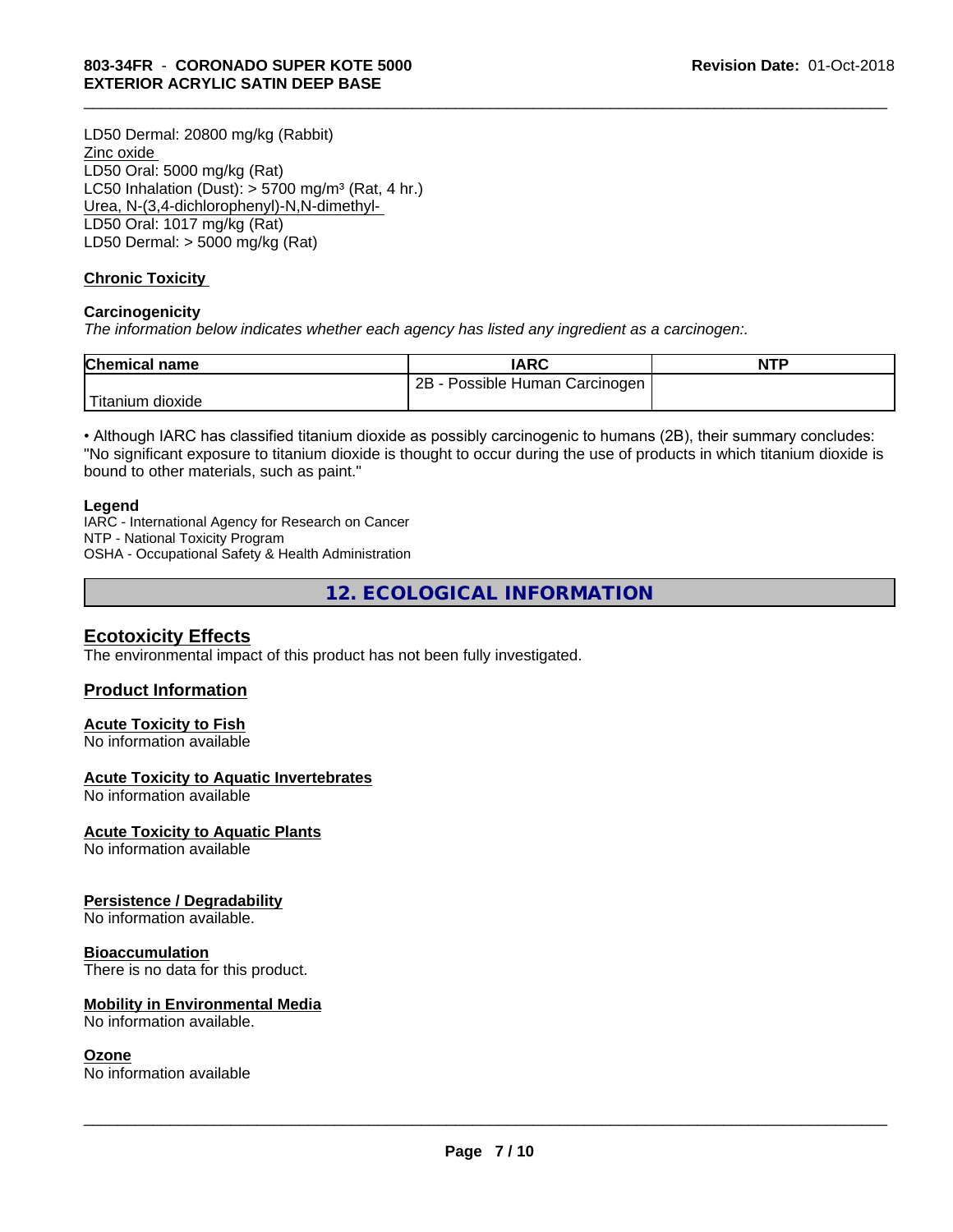LD50 Dermal: 20800 mg/kg (Rabbit)
Zinc oxide
LD50 Oral: 5000 mg/kg (Rat)
LC50 Inhalation (Dust): > 5700 mg/m³ (Rat, 4 hr.)
Urea, N-(3,4-dichlorophenyl)-N,N-dimethyl-
LD50 Oral: 1017 mg/kg (Rat)
LD50 Dermal: > 5000 mg/kg (Rat)

**Chronic Toxicity**

**Carcinogenicity**

*The information below indicates whether each agency has listed any ingredient as a carcinogen:.*

| Chemical name | IARC | NTP |
|---|---|---|
| Titanium dioxide | 2B - Possible Human Carcinogen | |

• Although IARC has classified titanium dioxide as possibly carcinogenic to humans (2B), their summary concludes: "No significant exposure to titanium dioxide is thought to occur during the use of products in which titanium dioxide is bound to other materials, such as paint."

**Legend**

IARC - International Agency for Research on Cancer
NTP - National Toxicity Program
OSHA - Occupational Safety & Health Administration

## 12. ECOLOGICAL INFORMATION

### Ecotoxicity Effects

The environmental impact of this product has not been fully investigated.

### Product Information

**Acute Toxicity to Fish**
No information available

**Acute Toxicity to Aquatic Invertebrates**
No information available

**Acute Toxicity to Aquatic Plants**
No information available

**Persistence / Degradability**
No information available.

**Bioaccumulation**
There is no data for this product.

**Mobility in Environmental Media**
No information available.

**Ozone**
No information available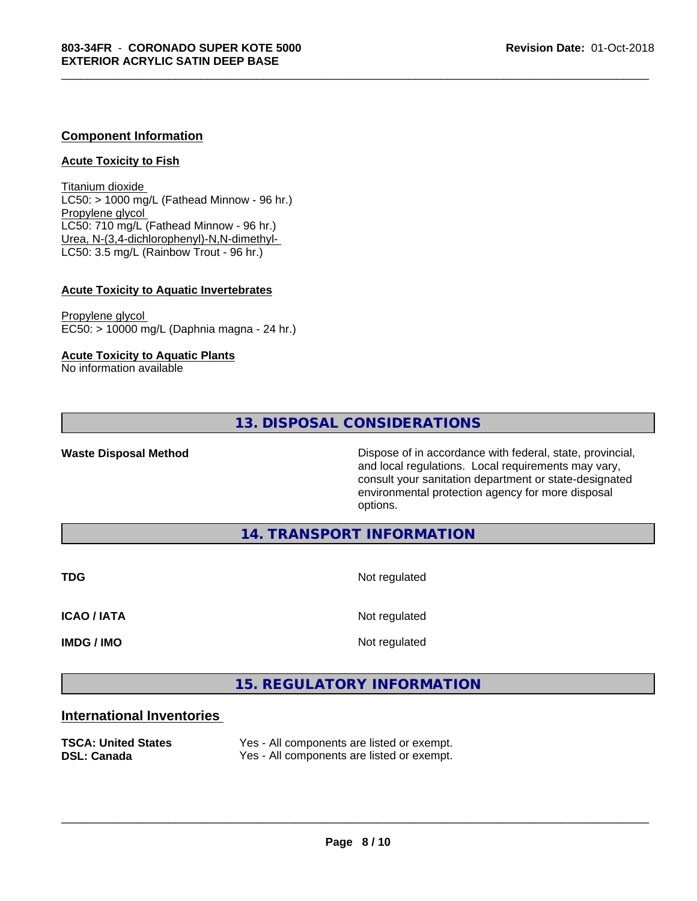### Component Information

#### Acute Toxicity to Fish

Titanium dioxide
LC50: > 1000 mg/L (Fathead Minnow - 96 hr.)
Propylene glycol
LC50: 710 mg/L (Fathead Minnow - 96 hr.)
Urea, N-(3,4-dichlorophenyl)-N,N-dimethyl-
LC50: 3.5 mg/L (Rainbow Trout - 96 hr.)

#### Acute Toxicity to Aquatic Invertebrates

Propylene glycol
EC50: > 10000 mg/L (Daphnia magna - 24 hr.)

#### Acute Toxicity to Aquatic Plants

No information available

## 13. DISPOSAL CONSIDERATIONS

**Waste Disposal Method** — Dispose of in accordance with federal, state, provincial, and local regulations. Local requirements may vary, consult your sanitation department or state-designated environmental protection agency for more disposal options.

## 14. TRANSPORT INFORMATION

| | |
|---|---|
| **TDG** | Not regulated |
| **ICAO / IATA** | Not regulated |
| **IMDG / IMO** | Not regulated |

## 15. REGULATORY INFORMATION

### International Inventories

| | |
|---|---|
| **TSCA: United States** | Yes - All components are listed or exempt. |
| **DSL: Canada** | Yes - All components are listed or exempt. |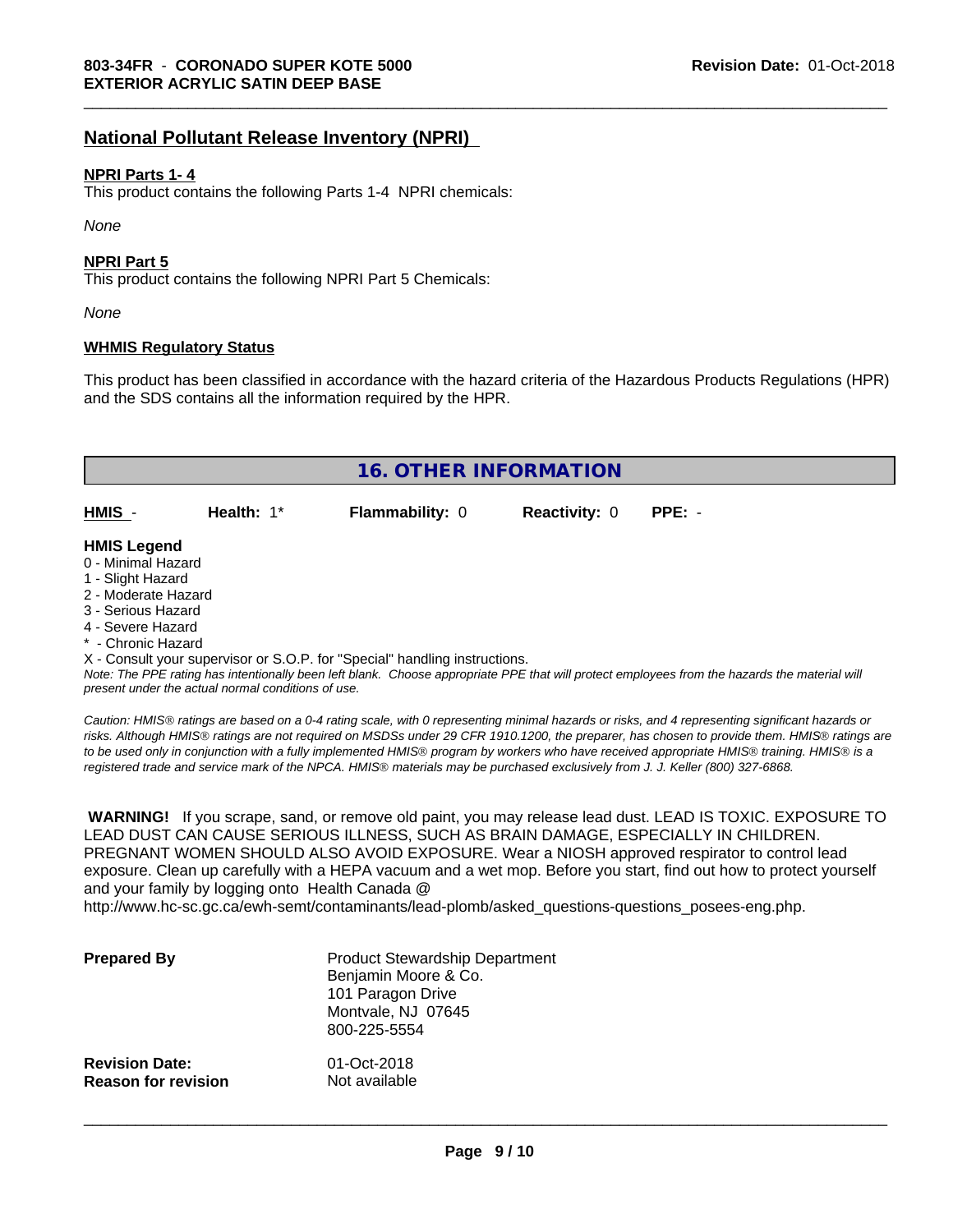## National Pollutant Release Inventory (NPRI)

**NPRI Parts 1- 4**

This product contains the following Parts 1-4 NPRI chemicals:

*None*

**NPRI Part 5**

This product contains the following NPRI Part 5 Chemicals:

*None*

**WHMIS Regulatory Status**

This product has been classified in accordance with the hazard criteria of the Hazardous Products Regulations (HPR) and the SDS contains all the information required by the HPR.

## 16. OTHER INFORMATION

| HMIS - | Health: 1* | Flammability: 0 | Reactivity: 0 | PPE: - |
|---|---|---|---|---|

**HMIS Legend**

0 - Minimal Hazard
1 - Slight Hazard
2 - Moderate Hazard
3 - Serious Hazard
4 - Severe Hazard
* - Chronic Hazard
X - Consult your supervisor or S.O.P. for "Special" handling instructions.

*Note: The PPE rating has intentionally been left blank. Choose appropriate PPE that will protect employees from the hazards the material will present under the actual normal conditions of use.*

*Caution: HMIS® ratings are based on a 0-4 rating scale, with 0 representing minimal hazards or risks, and 4 representing significant hazards or risks. Although HMIS® ratings are not required on MSDSs under 29 CFR 1910.1200, the preparer, has chosen to provide them. HMIS® ratings are to be used only in conjunction with a fully implemented HMIS® program by workers who have received appropriate HMIS® training. HMIS® is a registered trade and service mark of the NPCA. HMIS® materials may be purchased exclusively from J. J. Keller (800) 327-6868.*

**WARNING!** If you scrape, sand, or remove old paint, you may release lead dust. LEAD IS TOXIC. EXPOSURE TO LEAD DUST CAN CAUSE SERIOUS ILLNESS, SUCH AS BRAIN DAMAGE, ESPECIALLY IN CHILDREN. PREGNANT WOMEN SHOULD ALSO AVOID EXPOSURE. Wear a NIOSH approved respirator to control lead exposure. Clean up carefully with a HEPA vacuum and a wet mop. Before you start, find out how to protect yourself and your family by logging onto Health Canada @ http://www.hc-sc.gc.ca/ewh-semt/contaminants/lead-plomb/asked_questions-questions_posees-eng.php.

**Prepared By**
Product Stewardship Department
Benjamin Moore & Co.
101 Paragon Drive
Montvale, NJ 07645
800-225-5554

**Revision Date:** 01-Oct-2018
**Reason for revision** Not available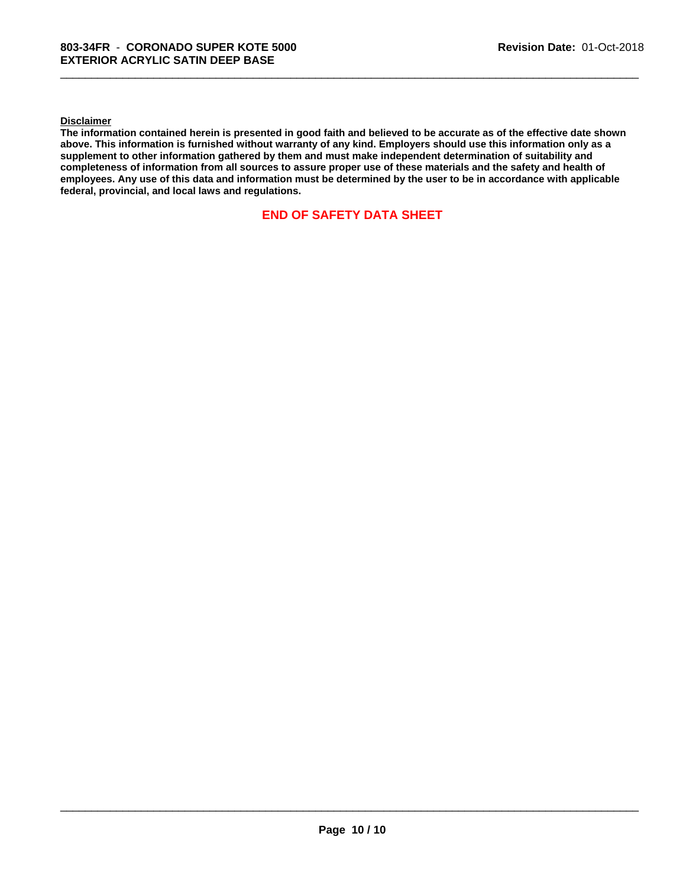**Disclaimer**

**The information contained herein is presented in good faith and believed to be accurate as of the effective date shown above. This information is furnished without warranty of any kind. Employers should use this information only as a supplement to other information gathered by them and must make independent determination of suitability and completeness of information from all sources to assure proper use of these materials and the safety and health of employees. Any use of this data and information must be determined by the user to be in accordance with applicable federal, provincial, and local laws and regulations.**

**END OF SAFETY DATA SHEET**